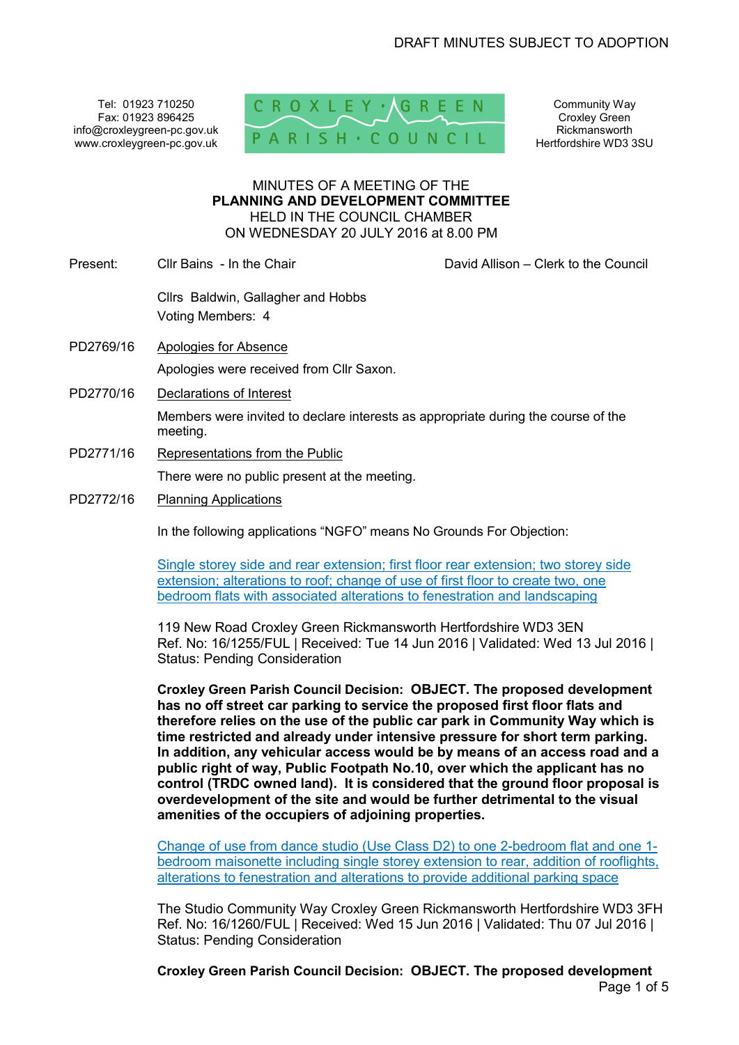DRAFT MINUTES SUBJECT TO ADOPTION

Tel: 01923 710250
Fax: 01923 896425
info@croxleygreen-pc.gov.uk
www.croxleygreen-pc.gov.uk

CROXLEY · GREEN
PARISH · COUNCIL

Community Way
Croxley Green
Rickmansworth
Hertfordshire WD3 3SU

MINUTES OF A MEETING OF THE
**PLANNING AND DEVELOPMENT COMMITTEE**
HELD IN THE COUNCIL CHAMBER
ON WEDNESDAY 20 JULY 2016 at 8.00 PM

Present: Cllr Bains - In the Chair

David Allison – Clerk to the Council

Cllrs Baldwin, Gallagher and Hobbs
Voting Members: 4

PD2769/16 Apologies for Absence

Apologies were received from Cllr Saxon.

PD2770/16 Declarations of Interest

Members were invited to declare interests as appropriate during the course of the meeting.

PD2771/16 Representations from the Public

There were no public present at the meeting.

PD2772/16 Planning Applications

In the following applications "NGFO" means No Grounds For Objection:

Single storey side and rear extension; first floor rear extension; two storey side extension; alterations to roof; change of use of first floor to create two, one bedroom flats with associated alterations to fenestration and landscaping

119 New Road Croxley Green Rickmansworth Hertfordshire WD3 3EN
Ref. No: 16/1255/FUL | Received: Tue 14 Jun 2016 | Validated: Wed 13 Jul 2016 | Status: Pending Consideration

**Croxley Green Parish Council Decision: OBJECT. The proposed development has no off street car parking to service the proposed first floor flats and therefore relies on the use of the public car park in Community Way which is time restricted and already under intensive pressure for short term parking. In addition, any vehicular access would be by means of an access road and a public right of way, Public Footpath No.10, over which the applicant has no control (TRDC owned land). It is considered that the ground floor proposal is overdevelopment of the site and would be further detrimental to the visual amenities of the occupiers of adjoining properties.**

Change of use from dance studio (Use Class D2) to one 2-bedroom flat and one 1-bedroom maisonette including single storey extension to rear, addition of rooflights, alterations to fenestration and alterations to provide additional parking space

The Studio Community Way Croxley Green Rickmansworth Hertfordshire WD3 3FH
Ref. No: 16/1260/FUL | Received: Wed 15 Jun 2016 | Validated: Thu 07 Jul 2016 | Status: Pending Consideration

**Croxley Green Parish Council Decision: OBJECT. The proposed development**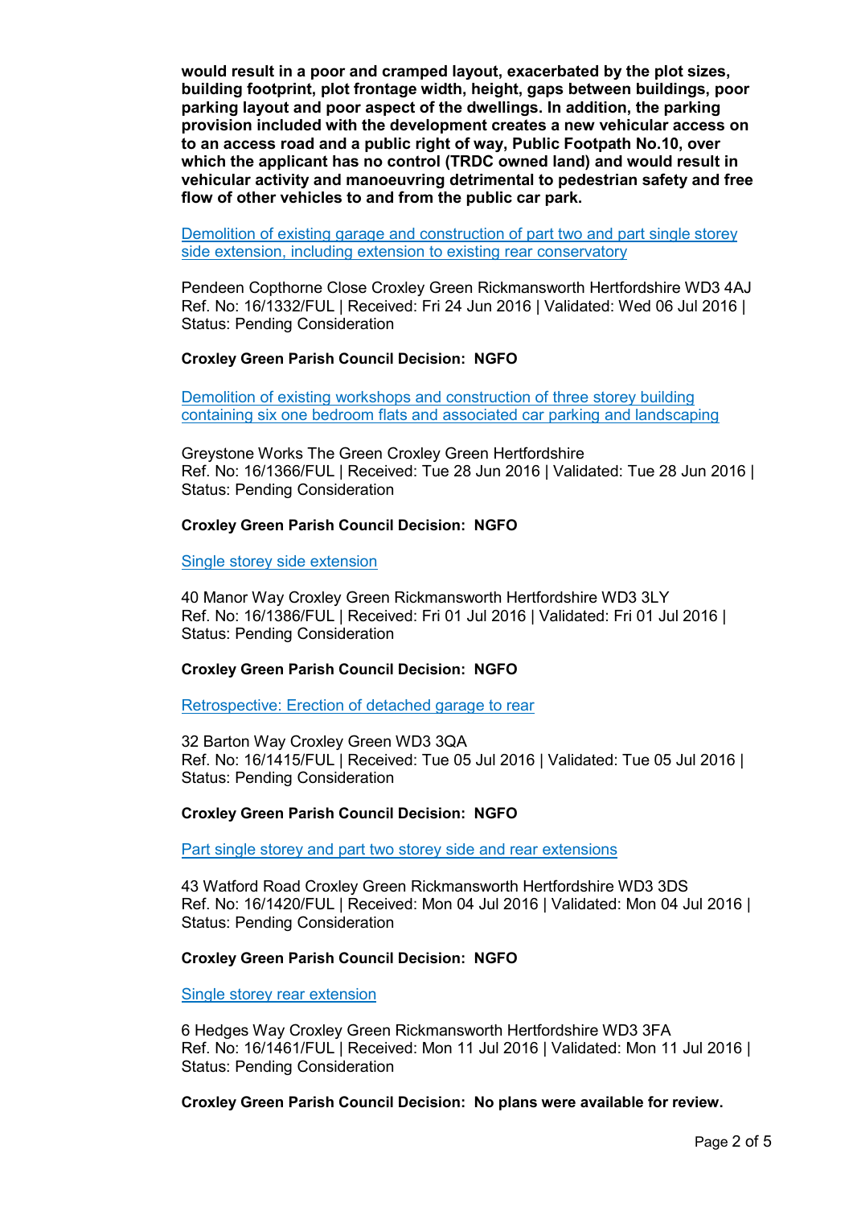**would result in a poor and cramped layout, exacerbated by the plot sizes, building footprint, plot frontage width, height, gaps between buildings, poor parking layout and poor aspect of the dwellings. In addition, the parking provision included with the development creates a new vehicular access on to an access road and a public right of way, Public Footpath No.10, over which the applicant has no control (TRDC owned land) and would result in vehicular activity and manoeuvring detrimental to pedestrian safety and free flow of other vehicles to and from the public car park.**

Demolition of existing garage and construction of part two and part single storey side extension, including extension to existing rear conservatory

Pendeen Copthorne Close Croxley Green Rickmansworth Hertfordshire WD3 4AJ
Ref. No: 16/1332/FUL | Received: Fri 24 Jun 2016 | Validated: Wed 06 Jul 2016 | Status: Pending Consideration

**Croxley Green Parish Council Decision: NGFO**

Demolition of existing workshops and construction of three storey building containing six one bedroom flats and associated car parking and landscaping

Greystone Works The Green Croxley Green Hertfordshire
Ref. No: 16/1366/FUL | Received: Tue 28 Jun 2016 | Validated: Tue 28 Jun 2016 | Status: Pending Consideration

**Croxley Green Parish Council Decision: NGFO**

Single storey side extension

40 Manor Way Croxley Green Rickmansworth Hertfordshire WD3 3LY
Ref. No: 16/1386/FUL | Received: Fri 01 Jul 2016 | Validated: Fri 01 Jul 2016 | Status: Pending Consideration

**Croxley Green Parish Council Decision: NGFO**

Retrospective: Erection of detached garage to rear

32 Barton Way Croxley Green WD3 3QA
Ref. No: 16/1415/FUL | Received: Tue 05 Jul 2016 | Validated: Tue 05 Jul 2016 | Status: Pending Consideration

**Croxley Green Parish Council Decision: NGFO**

Part single storey and part two storey side and rear extensions

43 Watford Road Croxley Green Rickmansworth Hertfordshire WD3 3DS
Ref. No: 16/1420/FUL | Received: Mon 04 Jul 2016 | Validated: Mon 04 Jul 2016 | Status: Pending Consideration

**Croxley Green Parish Council Decision: NGFO**

Single storey rear extension

6 Hedges Way Croxley Green Rickmansworth Hertfordshire WD3 3FA
Ref. No: 16/1461/FUL | Received: Mon 11 Jul 2016 | Validated: Mon 11 Jul 2016 | Status: Pending Consideration

**Croxley Green Parish Council Decision: No plans were available for review.**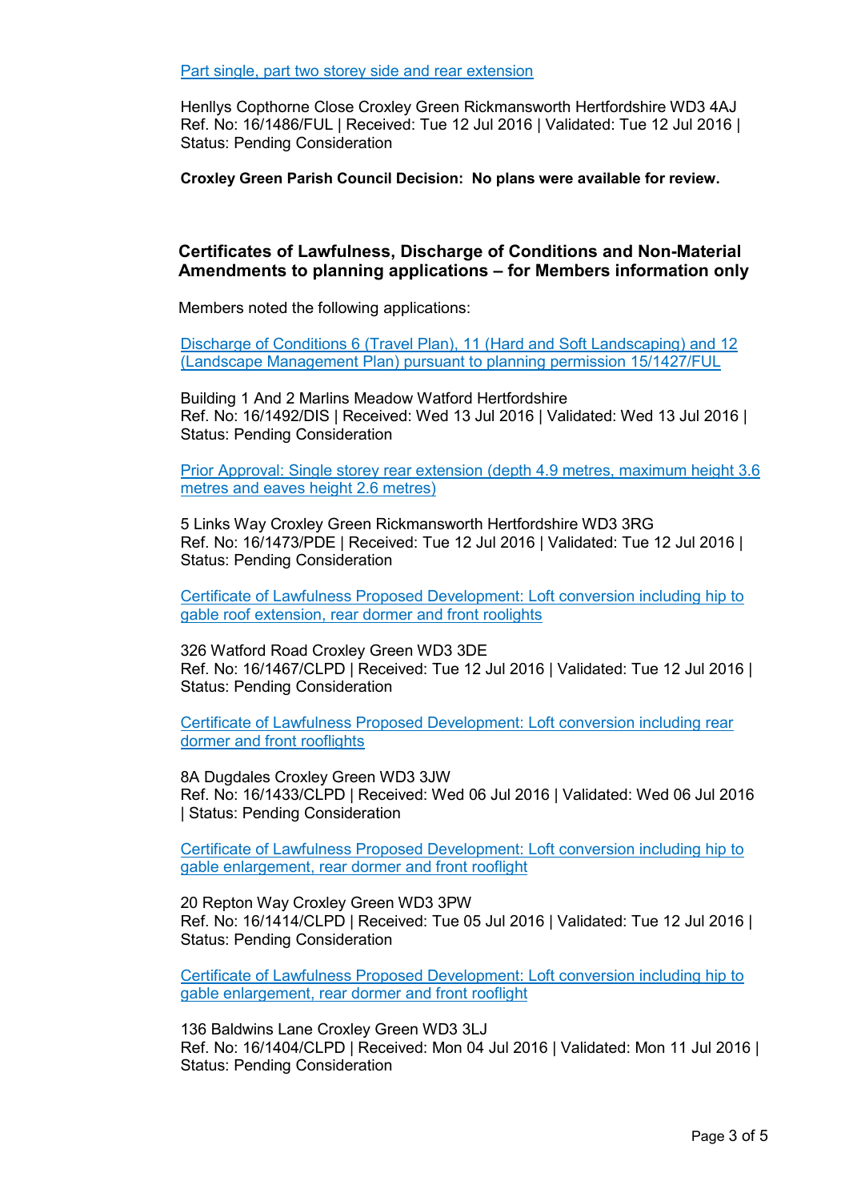[Part single, part two storey side and rear extension]

Henllys Copthorne Close Croxley Green Rickmansworth Hertfordshire WD3 4AJ
Ref. No: 16/1486/FUL | Received: Tue 12 Jul 2016 | Validated: Tue 12 Jul 2016 | Status: Pending Consideration

**Croxley Green Parish Council Decision: No plans were available for review.**

## Certificates of Lawfulness, Discharge of Conditions and Non-Material Amendments to planning applications – for Members information only

Members noted the following applications:

[Discharge of Conditions 6 (Travel Plan), 11 (Hard and Soft Landscaping) and 12 (Landscape Management Plan) pursuant to planning permission 15/1427/FUL]

Building 1 And 2 Marlins Meadow Watford Hertfordshire
Ref. No: 16/1492/DIS | Received: Wed 13 Jul 2016 | Validated: Wed 13 Jul 2016 | Status: Pending Consideration

[Prior Approval: Single storey rear extension (depth 4.9 metres, maximum height 3.6 metres and eaves height 2.6 metres)]

5 Links Way Croxley Green Rickmansworth Hertfordshire WD3 3RG
Ref. No: 16/1473/PDE | Received: Tue 12 Jul 2016 | Validated: Tue 12 Jul 2016 | Status: Pending Consideration

[Certificate of Lawfulness Proposed Development: Loft conversion including hip to gable roof extension, rear dormer and front roolights]

326 Watford Road Croxley Green WD3 3DE
Ref. No: 16/1467/CLPD | Received: Tue 12 Jul 2016 | Validated: Tue 12 Jul 2016 | Status: Pending Consideration

[Certificate of Lawfulness Proposed Development: Loft conversion including rear dormer and front rooflights]

8A Dugdales Croxley Green WD3 3JW
Ref. No: 16/1433/CLPD | Received: Wed 06 Jul 2016 | Validated: Wed 06 Jul 2016 | Status: Pending Consideration

[Certificate of Lawfulness Proposed Development: Loft conversion including hip to gable enlargement, rear dormer and front rooflight]

20 Repton Way Croxley Green WD3 3PW
Ref. No: 16/1414/CLPD | Received: Tue 05 Jul 2016 | Validated: Tue 12 Jul 2016 | Status: Pending Consideration

[Certificate of Lawfulness Proposed Development: Loft conversion including hip to gable enlargement, rear dormer and front rooflight]

136 Baldwins Lane Croxley Green WD3 3LJ
Ref. No: 16/1404/CLPD | Received: Mon 04 Jul 2016 | Validated: Mon 11 Jul 2016 | Status: Pending Consideration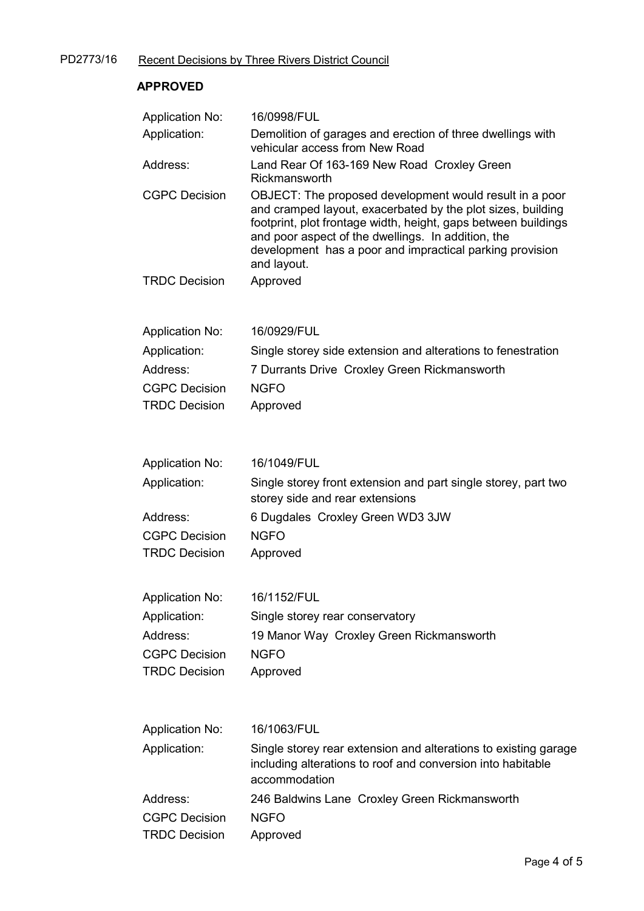PD2773/16 Recent Decisions by Three Rivers District Council

**APPROVED**

| | |
|---|---|
| Application No: | 16/0998/FUL |
| Application: | Demolition of garages and erection of three dwellings with vehicular access from New Road |
| Address: | Land Rear Of 163-169 New Road Croxley Green Rickmansworth |
| CGPC Decision | OBJECT: The proposed development would result in a poor and cramped layout, exacerbated by the plot sizes, building footprint, plot frontage width, height, gaps between buildings and poor aspect of the dwellings. In addition, the development has a poor and impractical parking provision and layout. |
| TRDC Decision | Approved |

| | |
|---|---|
| Application No: | 16/0929/FUL |
| Application: | Single storey side extension and alterations to fenestration |
| Address: | 7 Durrants Drive Croxley Green Rickmansworth |
| CGPC Decision | NGFO |
| TRDC Decision | Approved |

| | |
|---|---|
| Application No: | 16/1049/FUL |
| Application: | Single storey front extension and part single storey, part two storey side and rear extensions |
| Address: | 6 Dugdales Croxley Green WD3 3JW |
| CGPC Decision | NGFO |
| TRDC Decision | Approved |

| | |
|---|---|
| Application No: | 16/1152/FUL |
| Application: | Single storey rear conservatory |
| Address: | 19 Manor Way Croxley Green Rickmansworth |
| CGPC Decision | NGFO |
| TRDC Decision | Approved |

| | |
|---|---|
| Application No: | 16/1063/FUL |
| Application: | Single storey rear extension and alterations to existing garage including alterations to roof and conversion into habitable accommodation |
| Address: | 246 Baldwins Lane Croxley Green Rickmansworth |
| CGPC Decision | NGFO |
| TRDC Decision | Approved |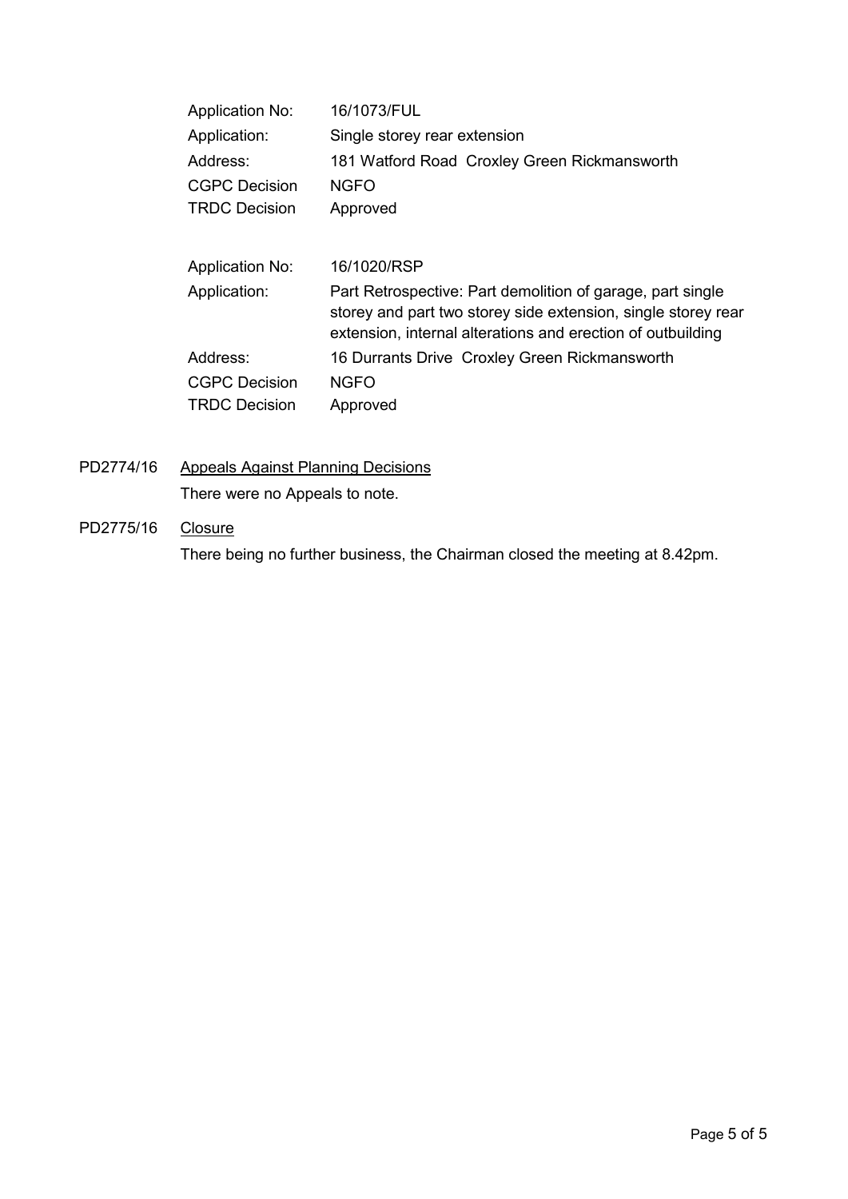| | |
|---|---|
| Application No: | 16/1073/FUL |
| Application: | Single storey rear extension |
| Address: | 181 Watford Road Croxley Green Rickmansworth |
| CGPC Decision | NGFO |
| TRDC Decision | Approved |

| | |
|---|---|
| Application No: | 16/1020/RSP |
| Application: | Part Retrospective: Part demolition of garage, part single storey and part two storey side extension, single storey rear extension, internal alterations and erection of outbuilding |
| Address: | 16 Durrants Drive Croxley Green Rickmansworth |
| CGPC Decision | NGFO |
| TRDC Decision | Approved |

PD2774/16 Appeals Against Planning Decisions

There were no Appeals to note.

PD2775/16 Closure

There being no further business, the Chairman closed the meeting at 8.42pm.